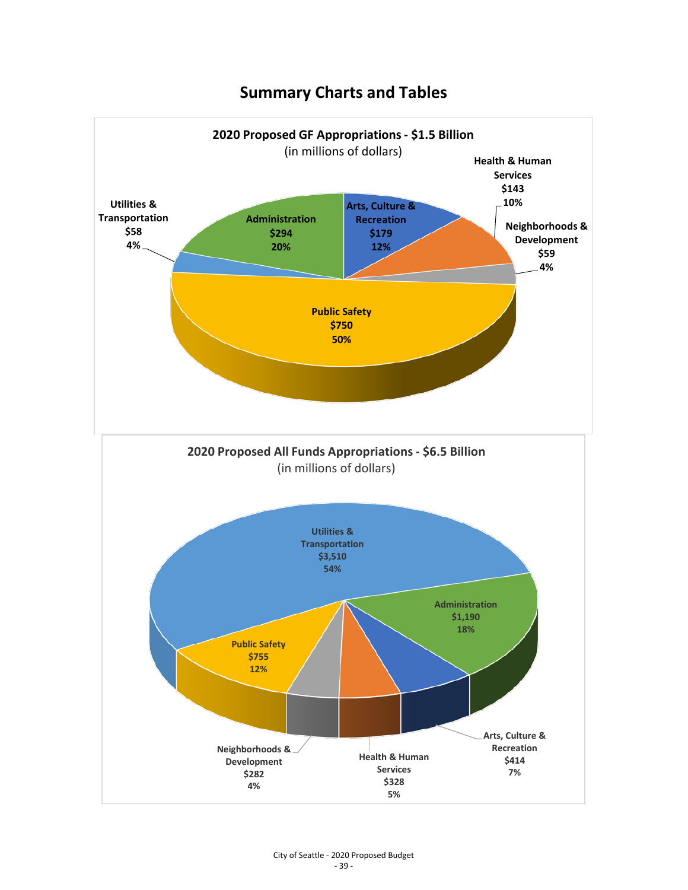# Summary Charts and Tables

**2020 Proposed GF Appropriations - $1.5 Billion**
(in millions of dollars)

| Category | Amount | Percent |
|---|---|---|
| Public Safety | $750 | 50% |
| Administration | $294 | 20% |
| Arts, Culture & Recreation | $179 | 12% |
| Health & Human Services | $143 | 10% |
| Neighborhoods & Development | $59 | 4% |
| Utilities & Transportation | $58 | 4% |

**2020 Proposed All Funds Appropriations - $6.5 Billion**
(in millions of dollars)

| Category | Amount | Percent |
|---|---|---|
| Utilities & Transportation | $3,510 | 54% |
| Administration | $1,190 | 18% |
| Public Safety | $755 | 12% |
| Arts, Culture & Recreation | $414 | 7% |
| Health & Human Services | $328 | 5% |
| Neighborhoods & Development | $282 | 4% |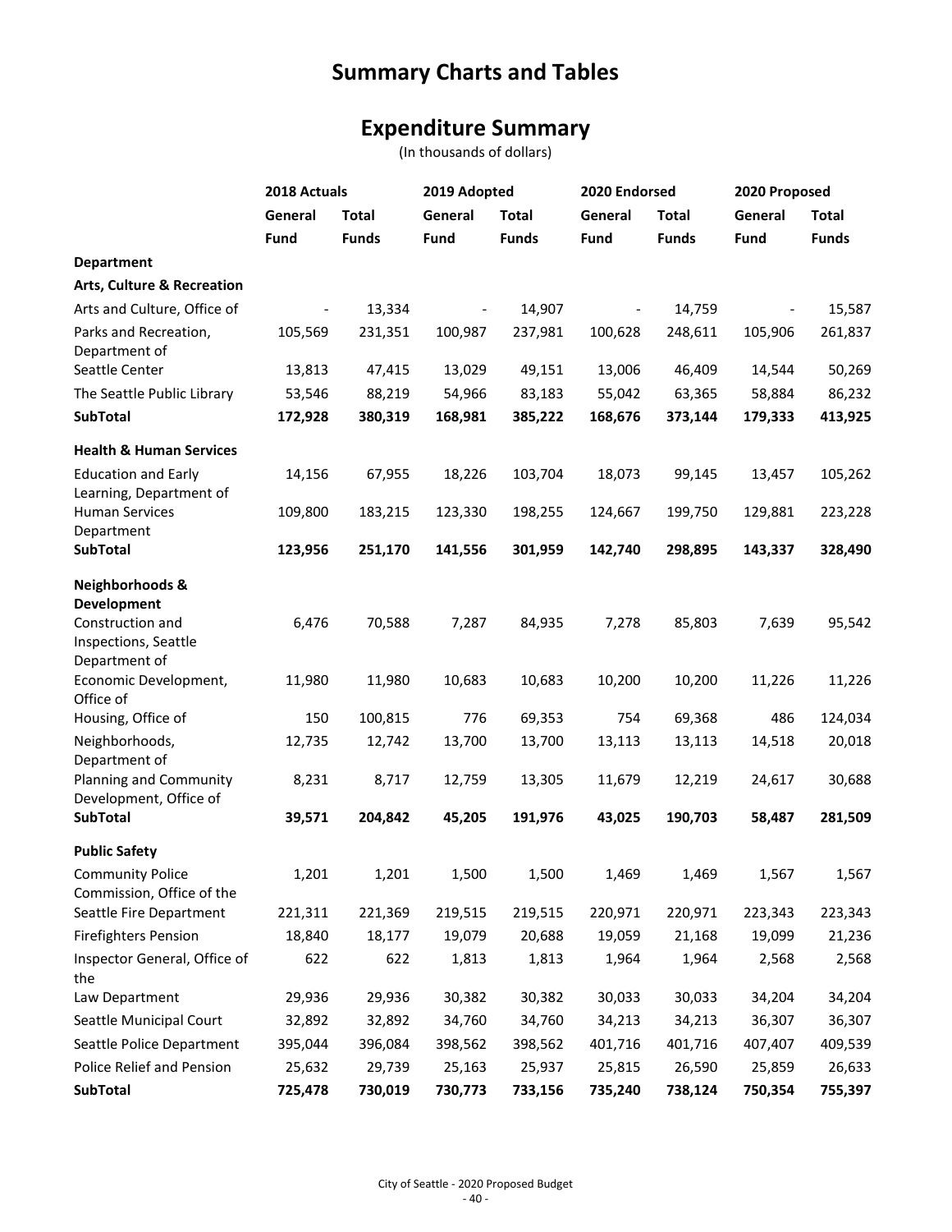# Summary Charts and Tables

## Expenditure Summary

(In thousands of dollars)

| | 2018 Actuals | | 2019 Adopted | | 2020 Endorsed | | 2020 Proposed | |
|---|---|---|---|---|---|---|---|---|
| | General Fund | Total Funds | General Fund | Total Funds | General Fund | Total Funds | General Fund | Total Funds |
| **Department** | | | | | | | | |
| **Arts, Culture & Recreation** | | | | | | | | |
| Arts and Culture, Office of | - | 13,334 | - | 14,907 | - | 14,759 | - | 15,587 |
| Parks and Recreation, Department of | 105,569 | 231,351 | 100,987 | 237,981 | 100,628 | 248,611 | 105,906 | 261,837 |
| Seattle Center | 13,813 | 47,415 | 13,029 | 49,151 | 13,006 | 46,409 | 14,544 | 50,269 |
| The Seattle Public Library | 53,546 | 88,219 | 54,966 | 83,183 | 55,042 | 63,365 | 58,884 | 86,232 |
| **SubTotal** | **172,928** | **380,319** | **168,981** | **385,222** | **168,676** | **373,144** | **179,333** | **413,925** |
| **Health & Human Services** | | | | | | | | |
| Education and Early Learning, Department of | 14,156 | 67,955 | 18,226 | 103,704 | 18,073 | 99,145 | 13,457 | 105,262 |
| Human Services Department | 109,800 | 183,215 | 123,330 | 198,255 | 124,667 | 199,750 | 129,881 | 223,228 |
| **SubTotal** | **123,956** | **251,170** | **141,556** | **301,959** | **142,740** | **298,895** | **143,337** | **328,490** |
| **Neighborhoods & Development** | | | | | | | | |
| Construction and Inspections, Seattle Department of | 6,476 | 70,588 | 7,287 | 84,935 | 7,278 | 85,803 | 7,639 | 95,542 |
| Economic Development, Office of | 11,980 | 11,980 | 10,683 | 10,683 | 10,200 | 10,200 | 11,226 | 11,226 |
| Housing, Office of | 150 | 100,815 | 776 | 69,353 | 754 | 69,368 | 486 | 124,034 |
| Neighborhoods, Department of | 12,735 | 12,742 | 13,700 | 13,700 | 13,113 | 13,113 | 14,518 | 20,018 |
| Planning and Community Development, Office of | 8,231 | 8,717 | 12,759 | 13,305 | 11,679 | 12,219 | 24,617 | 30,688 |
| **SubTotal** | **39,571** | **204,842** | **45,205** | **191,976** | **43,025** | **190,703** | **58,487** | **281,509** |
| **Public Safety** | | | | | | | | |
| Community Police Commission, Office of the | 1,201 | 1,201 | 1,500 | 1,500 | 1,469 | 1,469 | 1,567 | 1,567 |
| Seattle Fire Department | 221,311 | 221,369 | 219,515 | 219,515 | 220,971 | 220,971 | 223,343 | 223,343 |
| Firefighters Pension | 18,840 | 18,177 | 19,079 | 20,688 | 19,059 | 21,168 | 19,099 | 21,236 |
| Inspector General, Office of the | 622 | 622 | 1,813 | 1,813 | 1,964 | 1,964 | 2,568 | 2,568 |
| Law Department | 29,936 | 29,936 | 30,382 | 30,382 | 30,033 | 30,033 | 34,204 | 34,204 |
| Seattle Municipal Court | 32,892 | 32,892 | 34,760 | 34,760 | 34,213 | 34,213 | 36,307 | 36,307 |
| Seattle Police Department | 395,044 | 396,084 | 398,562 | 398,562 | 401,716 | 401,716 | 407,407 | 409,539 |
| Police Relief and Pension | 25,632 | 29,739 | 25,163 | 25,937 | 25,815 | 26,590 | 25,859 | 26,633 |
| **SubTotal** | **725,478** | **730,019** | **730,773** | **733,156** | **735,240** | **738,124** | **750,354** | **755,397** |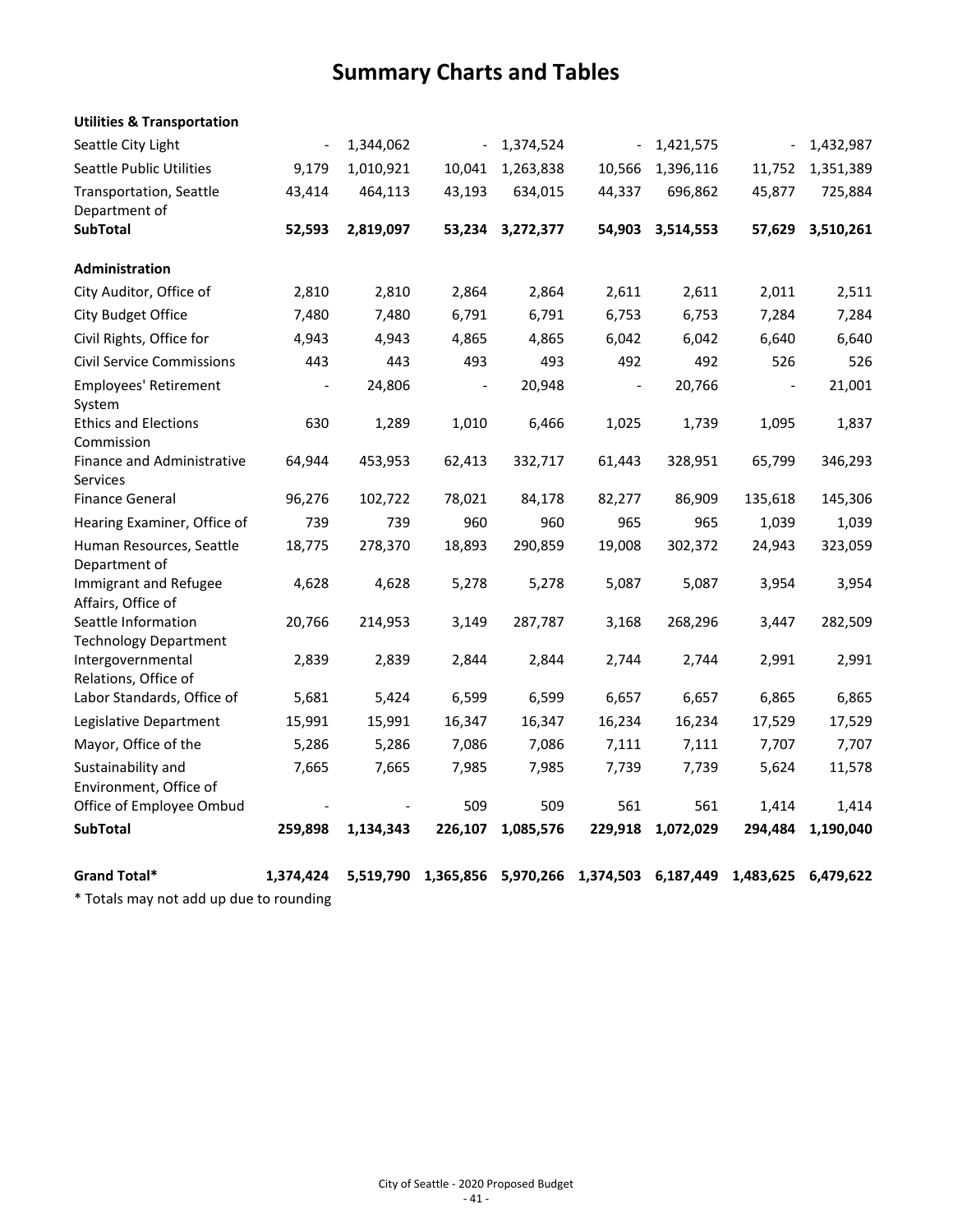# Summary Charts and Tables

| | | | | | | | | |
|---|---|---|---|---|---|---|---|---|
| **Utilities & Transportation** | | | | | | | | |
| Seattle City Light | - | 1,344,062 | - | 1,374,524 | - | 1,421,575 | - | 1,432,987 |
| Seattle Public Utilities | 9,179 | 1,010,921 | 10,041 | 1,263,838 | 10,566 | 1,396,116 | 11,752 | 1,351,389 |
| Transportation, Seattle Department of | 43,414 | 464,113 | 43,193 | 634,015 | 44,337 | 696,862 | 45,877 | 725,884 |
| **SubTotal** | **52,593** | **2,819,097** | **53,234** | **3,272,377** | **54,903** | **3,514,553** | **57,629** | **3,510,261** |
| **Administration** | | | | | | | | |
| City Auditor, Office of | 2,810 | 2,810 | 2,864 | 2,864 | 2,611 | 2,611 | 2,011 | 2,511 |
| City Budget Office | 7,480 | 7,480 | 6,791 | 6,791 | 6,753 | 6,753 | 7,284 | 7,284 |
| Civil Rights, Office for | 4,943 | 4,943 | 4,865 | 4,865 | 6,042 | 6,042 | 6,640 | 6,640 |
| Civil Service Commissions | 443 | 443 | 493 | 493 | 492 | 492 | 526 | 526 |
| Employees' Retirement System | - | 24,806 | - | 20,948 | - | 20,766 | - | 21,001 |
| Ethics and Elections Commission | 630 | 1,289 | 1,010 | 6,466 | 1,025 | 1,739 | 1,095 | 1,837 |
| Finance and Administrative Services | 64,944 | 453,953 | 62,413 | 332,717 | 61,443 | 328,951 | 65,799 | 346,293 |
| Finance General | 96,276 | 102,722 | 78,021 | 84,178 | 82,277 | 86,909 | 135,618 | 145,306 |
| Hearing Examiner, Office of | 739 | 739 | 960 | 960 | 965 | 965 | 1,039 | 1,039 |
| Human Resources, Seattle Department of | 18,775 | 278,370 | 18,893 | 290,859 | 19,008 | 302,372 | 24,943 | 323,059 |
| Immigrant and Refugee Affairs, Office of | 4,628 | 4,628 | 5,278 | 5,278 | 5,087 | 5,087 | 3,954 | 3,954 |
| Seattle Information Technology Department | 20,766 | 214,953 | 3,149 | 287,787 | 3,168 | 268,296 | 3,447 | 282,509 |
| Intergovernmental Relations, Office of | 2,839 | 2,839 | 2,844 | 2,844 | 2,744 | 2,744 | 2,991 | 2,991 |
| Labor Standards, Office of | 5,681 | 5,424 | 6,599 | 6,599 | 6,657 | 6,657 | 6,865 | 6,865 |
| Legislative Department | 15,991 | 15,991 | 16,347 | 16,347 | 16,234 | 16,234 | 17,529 | 17,529 |
| Mayor, Office of the | 5,286 | 5,286 | 7,086 | 7,086 | 7,111 | 7,111 | 7,707 | 7,707 |
| Sustainability and Environment, Office of | 7,665 | 7,665 | 7,985 | 7,985 | 7,739 | 7,739 | 5,624 | 11,578 |
| Office of Employee Ombud | - | - | 509 | 509 | 561 | 561 | 1,414 | 1,414 |
| **SubTotal** | **259,898** | **1,134,343** | **226,107** | **1,085,576** | **229,918** | **1,072,029** | **294,484** | **1,190,040** |
| **Grand Total*** | **1,374,424** | **5,519,790** | **1,365,856** | **5,970,266** | **1,374,503** | **6,187,449** | **1,483,625** | **6,479,622** |

* Totals may not add up due to rounding